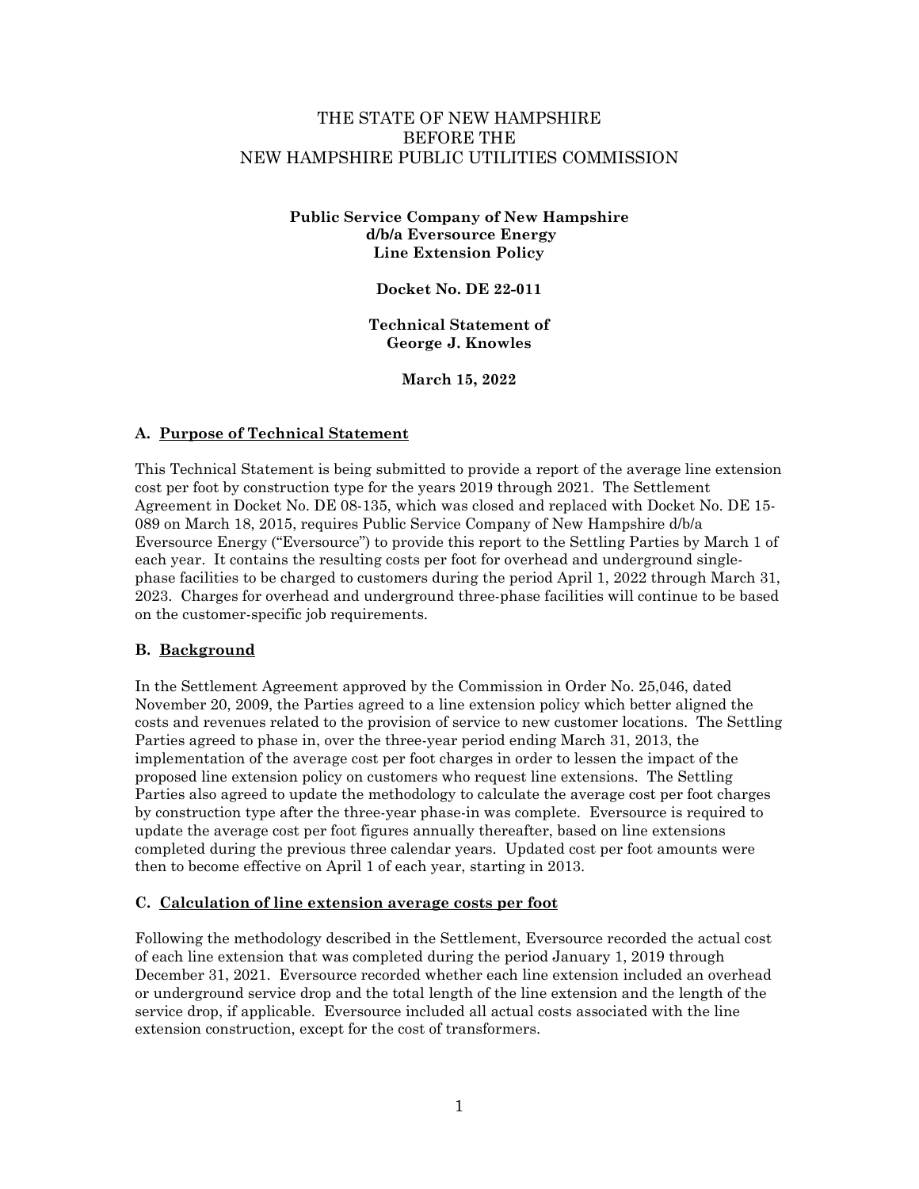THE STATE OF NEW HAMPSHIRE
BEFORE THE
NEW HAMPSHIRE PUBLIC UTILITIES COMMISSION

**Public Service Company of New Hampshire**
**d/b/a Eversource Energy**
**Line Extension Policy**

**Docket No. DE 22-011**

**Technical Statement of**
**George J. Knowles**

**March 15, 2022**

## A. Purpose of Technical Statement

This Technical Statement is being submitted to provide a report of the average line extension cost per foot by construction type for the years 2019 through 2021. The Settlement Agreement in Docket No. DE 08-135, which was closed and replaced with Docket No. DE 15-089 on March 18, 2015, requires Public Service Company of New Hampshire d/b/a Eversource Energy ("Eversource") to provide this report to the Settling Parties by March 1 of each year. It contains the resulting costs per foot for overhead and underground single-phase facilities to be charged to customers during the period April 1, 2022 through March 31, 2023. Charges for overhead and underground three-phase facilities will continue to be based on the customer-specific job requirements.

## B. Background

In the Settlement Agreement approved by the Commission in Order No. 25,046, dated November 20, 2009, the Parties agreed to a line extension policy which better aligned the costs and revenues related to the provision of service to new customer locations. The Settling Parties agreed to phase in, over the three-year period ending March 31, 2013, the implementation of the average cost per foot charges in order to lessen the impact of the proposed line extension policy on customers who request line extensions. The Settling Parties also agreed to update the methodology to calculate the average cost per foot charges by construction type after the three-year phase-in was complete. Eversource is required to update the average cost per foot figures annually thereafter, based on line extensions completed during the previous three calendar years. Updated cost per foot amounts were then to become effective on April 1 of each year, starting in 2013.

## C. Calculation of line extension average costs per foot

Following the methodology described in the Settlement, Eversource recorded the actual cost of each line extension that was completed during the period January 1, 2019 through December 31, 2021. Eversource recorded whether each line extension included an overhead or underground service drop and the total length of the line extension and the length of the service drop, if applicable. Eversource included all actual costs associated with the line extension construction, except for the cost of transformers.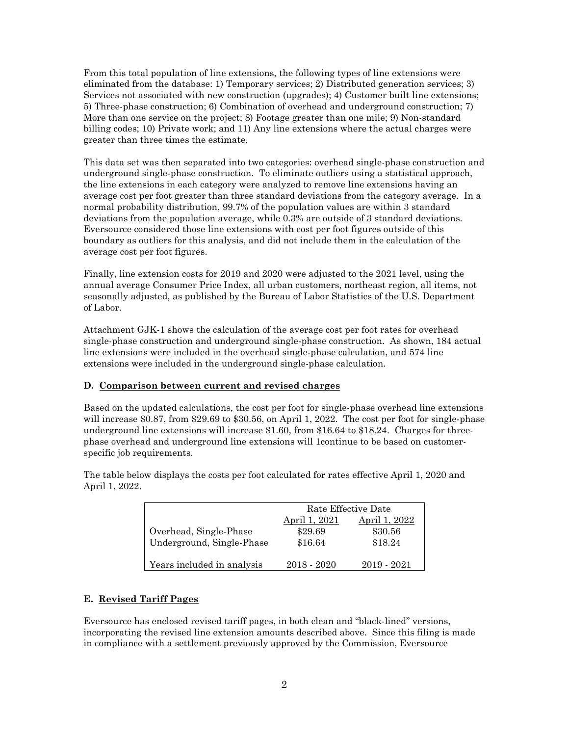From this total population of line extensions, the following types of line extensions were eliminated from the database: 1) Temporary services; 2) Distributed generation services; 3) Services not associated with new construction (upgrades); 4) Customer built line extensions; 5) Three-phase construction; 6) Combination of overhead and underground construction; 7) More than one service on the project; 8) Footage greater than one mile; 9) Non-standard billing codes; 10) Private work; and 11) Any line extensions where the actual charges were greater than three times the estimate.

This data set was then separated into two categories: overhead single-phase construction and underground single-phase construction. To eliminate outliers using a statistical approach, the line extensions in each category were analyzed to remove line extensions having an average cost per foot greater than three standard deviations from the category average. In a normal probability distribution, 99.7% of the population values are within 3 standard deviations from the population average, while 0.3% are outside of 3 standard deviations. Eversource considered those line extensions with cost per foot figures outside of this boundary as outliers for this analysis, and did not include them in the calculation of the average cost per foot figures.

Finally, line extension costs for 2019 and 2020 were adjusted to the 2021 level, using the annual average Consumer Price Index, all urban customers, northeast region, all items, not seasonally adjusted, as published by the Bureau of Labor Statistics of the U.S. Department of Labor.

Attachment GJK-1 shows the calculation of the average cost per foot rates for overhead single-phase construction and underground single-phase construction. As shown, 184 actual line extensions were included in the overhead single-phase calculation, and 574 line extensions were included in the underground single-phase calculation.

### D. <u>Comparison between current and revised charges</u>

Based on the updated calculations, the cost per foot for single-phase overhead line extensions will increase $0.87, from $29.69 to $30.56, on April 1, 2022. The cost per foot for single-phase underground line extensions will increase $1.60, from $16.64 to $18.24. Charges for three-phase overhead and underground line extensions will 1continue to be based on customer-specific job requirements.

The table below displays the costs per foot calculated for rates effective April 1, 2020 and April 1, 2022.

| | Rate Effective Date | |
|---|---|---|
| | April 1, 2021 | April 1, 2022 |
| Overhead, Single-Phase | $29.69 | $30.56 |
| Underground, Single-Phase | $16.64 | $18.24 |
| Years included in analysis | 2018 - 2020 | 2019 - 2021 |

### E. <u>Revised Tariff Pages</u>

Eversource has enclosed revised tariff pages, in both clean and "black-lined" versions, incorporating the revised line extension amounts described above. Since this filing is made in compliance with a settlement previously approved by the Commission, Eversource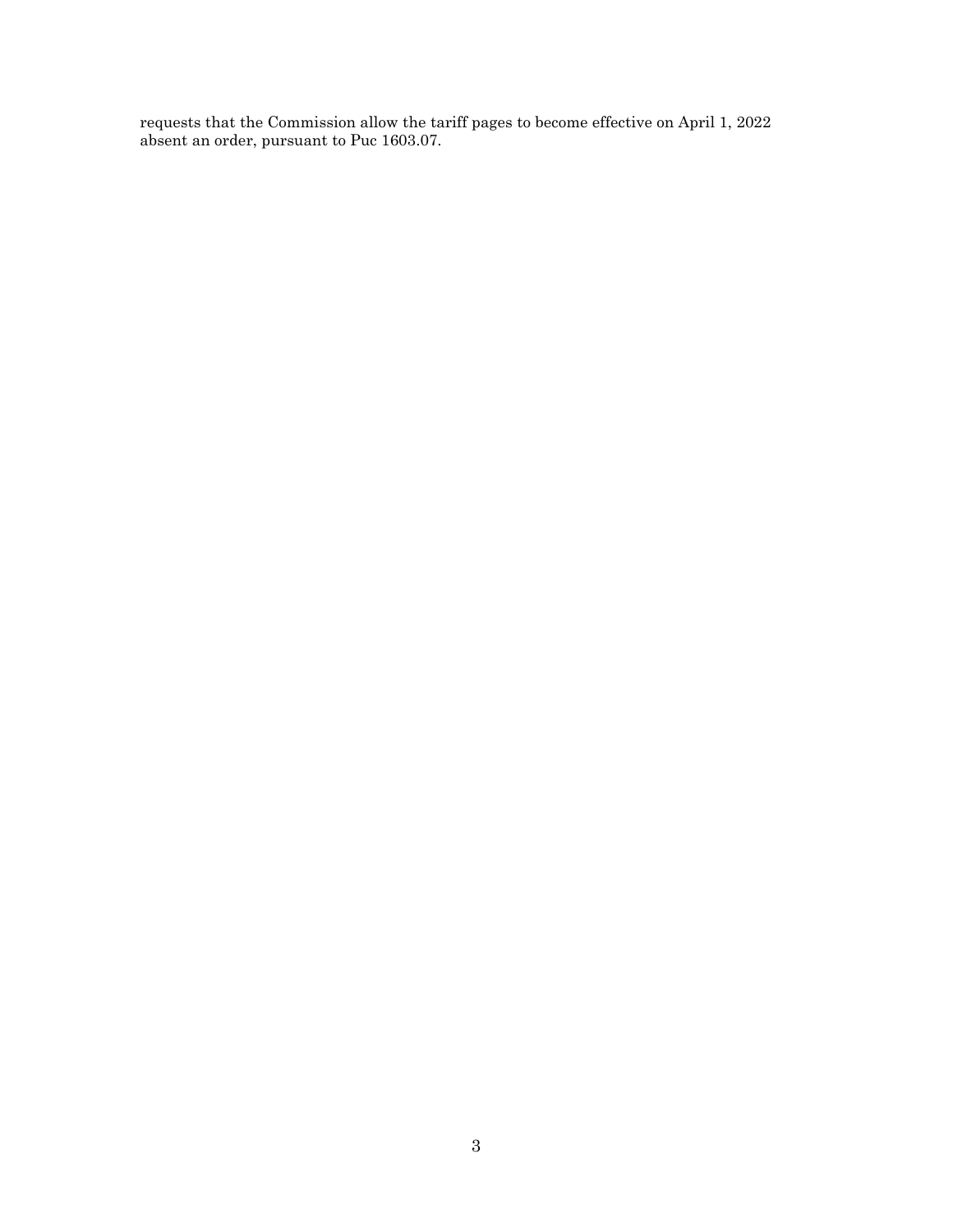requests that the Commission allow the tariff pages to become effective on April 1, 2022 absent an order, pursuant to Puc 1603.07.